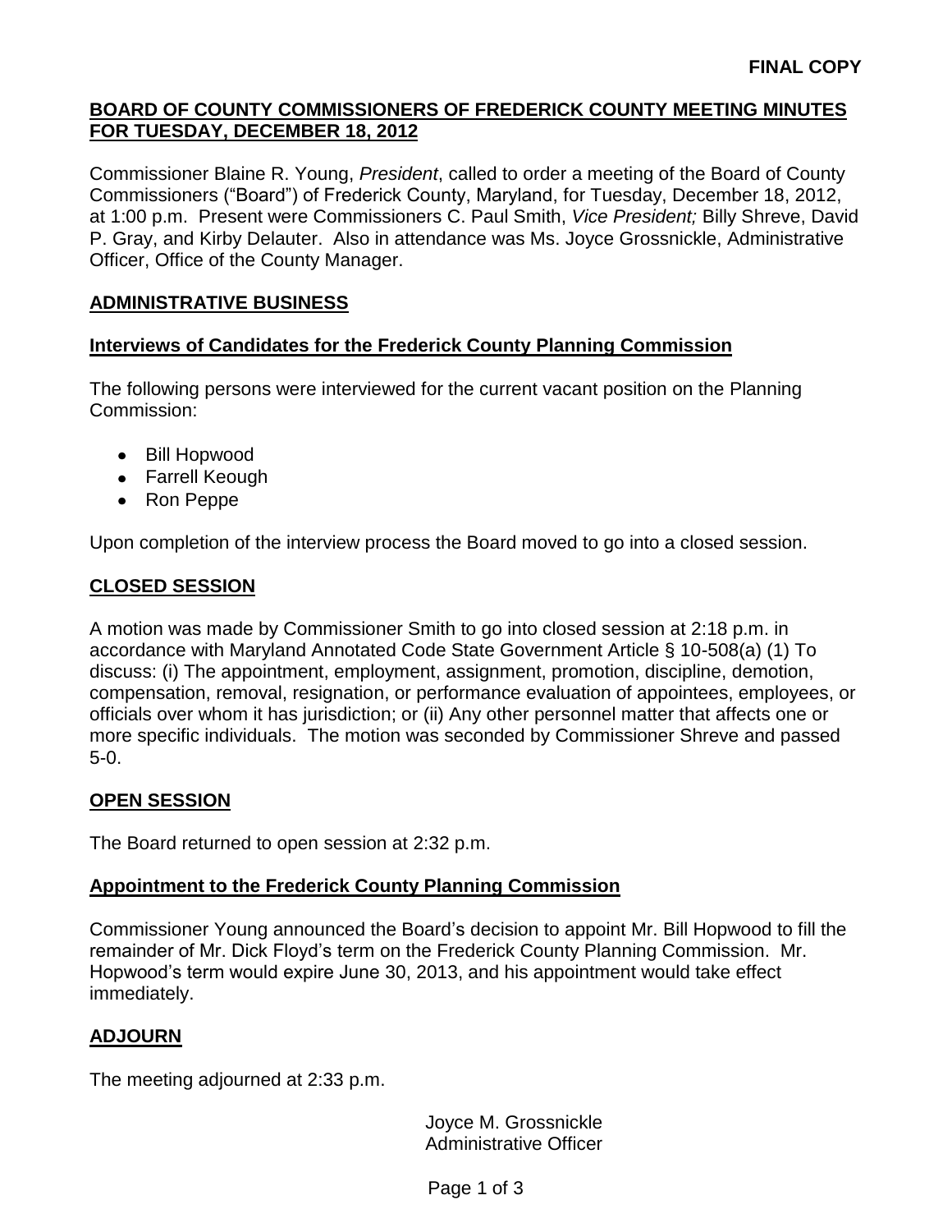**FINAL COPY**

## BOARD OF COUNTY COMMISSIONERS OF FREDERICK COUNTY MEETING MINUTES FOR TUESDAY, DECEMBER 18, 2012

Commissioner Blaine R. Young, *President*, called to order a meeting of the Board of County Commissioners ("Board") of Frederick County, Maryland, for Tuesday, December 18, 2012, at 1:00 p.m. Present were Commissioners C. Paul Smith, *Vice President;* Billy Shreve, David P. Gray, and Kirby Delauter. Also in attendance was Ms. Joyce Grossnickle, Administrative Officer, Office of the County Manager.

### ADMINISTRATIVE BUSINESS

### Interviews of Candidates for the Frederick County Planning Commission

The following persons were interviewed for the current vacant position on the Planning Commission:

- Bill Hopwood
- Farrell Keough
- Ron Peppe

Upon completion of the interview process the Board moved to go into a closed session.

### CLOSED SESSION

A motion was made by Commissioner Smith to go into closed session at 2:18 p.m. in accordance with Maryland Annotated Code State Government Article § 10-508(a) (1) To discuss: (i) The appointment, employment, assignment, promotion, discipline, demotion, compensation, removal, resignation, or performance evaluation of appointees, employees, or officials over whom it has jurisdiction; or (ii) Any other personnel matter that affects one or more specific individuals. The motion was seconded by Commissioner Shreve and passed 5-0.

### OPEN SESSION

The Board returned to open session at 2:32 p.m.

### Appointment to the Frederick County Planning Commission

Commissioner Young announced the Board's decision to appoint Mr. Bill Hopwood to fill the remainder of Mr. Dick Floyd's term on the Frederick County Planning Commission. Mr. Hopwood's term would expire June 30, 2013, and his appointment would take effect immediately.

### ADJOURN

The meeting adjourned at 2:33 p.m.

Joyce M. Grossnickle
Administrative Officer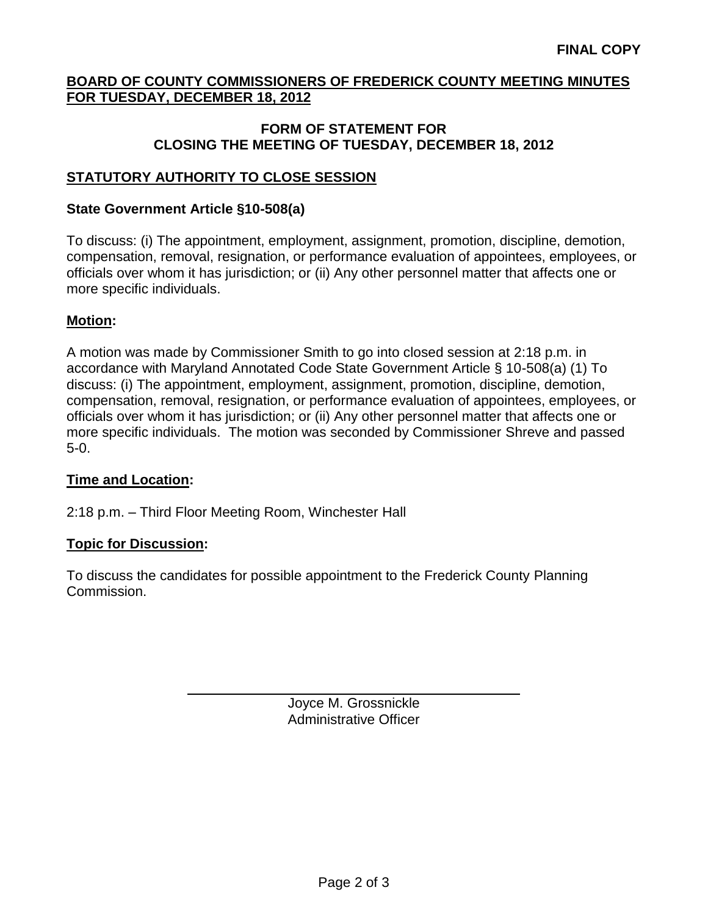**FINAL COPY**

**BOARD OF COUNTY COMMISSIONERS OF FREDERICK COUNTY MEETING MINUTES FOR TUESDAY, DECEMBER 18, 2012**

**FORM OF STATEMENT FOR CLOSING THE MEETING OF TUESDAY, DECEMBER 18, 2012**

## STATUTORY AUTHORITY TO CLOSE SESSION

### State Government Article §10-508(a)

To discuss: (i) The appointment, employment, assignment, promotion, discipline, demotion, compensation, removal, resignation, or performance evaluation of appointees, employees, or officials over whom it has jurisdiction; or (ii) Any other personnel matter that affects one or more specific individuals.

### Motion:

A motion was made by Commissioner Smith to go into closed session at 2:18 p.m. in accordance with Maryland Annotated Code State Government Article § 10-508(a) (1) To discuss: (i) The appointment, employment, assignment, promotion, discipline, demotion, compensation, removal, resignation, or performance evaluation of appointees, employees, or officials over whom it has jurisdiction; or (ii) Any other personnel matter that affects one or more specific individuals. The motion was seconded by Commissioner Shreve and passed 5-0.

### Time and Location:

2:18 p.m. – Third Floor Meeting Room, Winchester Hall

### Topic for Discussion:

To discuss the candidates for possible appointment to the Frederick County Planning Commission.

Joyce M. Grossnickle
Administrative Officer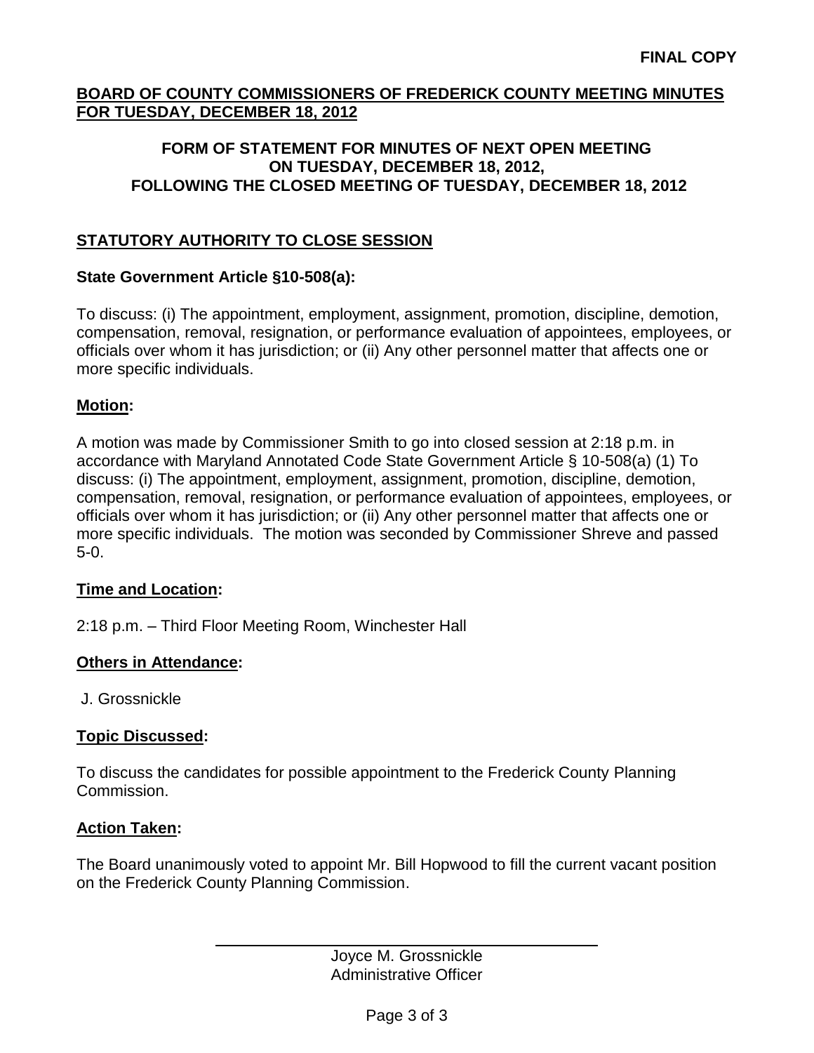**FINAL COPY**

**BOARD OF COUNTY COMMISSIONERS OF FREDERICK COUNTY MEETING MINUTES FOR TUESDAY, DECEMBER 18, 2012**

**FORM OF STATEMENT FOR MINUTES OF NEXT OPEN MEETING ON TUESDAY, DECEMBER 18, 2012, FOLLOWING THE CLOSED MEETING OF TUESDAY, DECEMBER 18, 2012**

## STATUTORY AUTHORITY TO CLOSE SESSION

**State Government Article §10-508(a):**

To discuss: (i) The appointment, employment, assignment, promotion, discipline, demotion, compensation, removal, resignation, or performance evaluation of appointees, employees, or officials over whom it has jurisdiction; or (ii) Any other personnel matter that affects one or more specific individuals.

**Motion:**

A motion was made by Commissioner Smith to go into closed session at 2:18 p.m. in accordance with Maryland Annotated Code State Government Article § 10-508(a) (1) To discuss: (i) The appointment, employment, assignment, promotion, discipline, demotion, compensation, removal, resignation, or performance evaluation of appointees, employees, or officials over whom it has jurisdiction; or (ii) Any other personnel matter that affects one or more specific individuals. The motion was seconded by Commissioner Shreve and passed 5-0.

**Time and Location:**

2:18 p.m. – Third Floor Meeting Room, Winchester Hall

**Others in Attendance:**

J. Grossnickle

**Topic Discussed:**

To discuss the candidates for possible appointment to the Frederick County Planning Commission.

**Action Taken:**

The Board unanimously voted to appoint Mr. Bill Hopwood to fill the current vacant position on the Frederick County Planning Commission.

Joyce M. Grossnickle
Administrative Officer